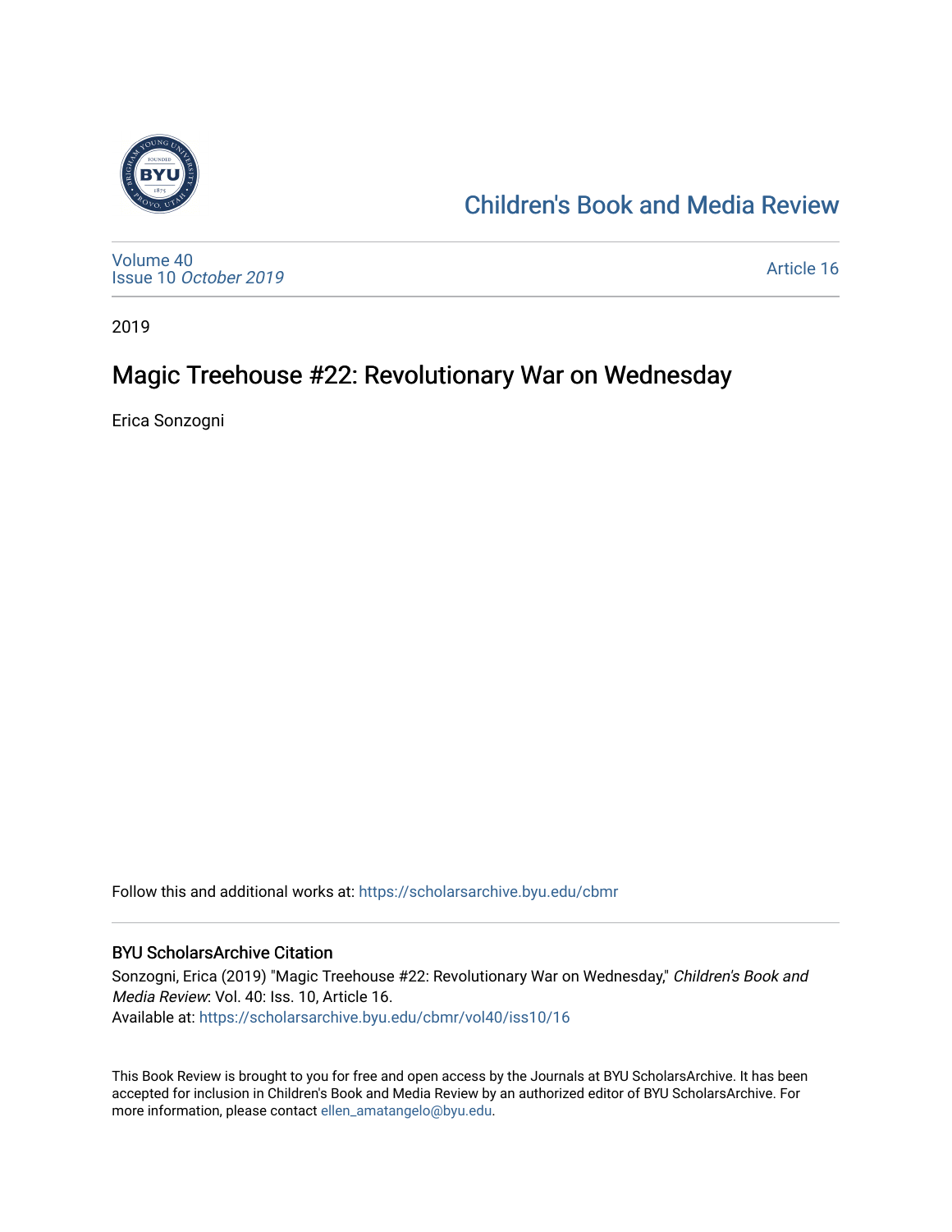Children's Book and Media Review

Volume 40
Issue 10 *October 2019*

Article 16

2019

# Magic Treehouse #22: Revolutionary War on Wednesday

Erica Sonzogni

Follow this and additional works at: https://scholarsarchive.byu.edu/cbmr

## BYU ScholarsArchive Citation

Sonzogni, Erica (2019) "Magic Treehouse #22: Revolutionary War on Wednesday," *Children's Book and Media Review*: Vol. 40: Iss. 10, Article 16.
Available at: https://scholarsarchive.byu.edu/cbmr/vol40/iss10/16

This Book Review is brought to you for free and open access by the Journals at BYU ScholarsArchive. It has been accepted for inclusion in Children's Book and Media Review by an authorized editor of BYU ScholarsArchive. For more information, please contact ellen_amatangelo@byu.edu.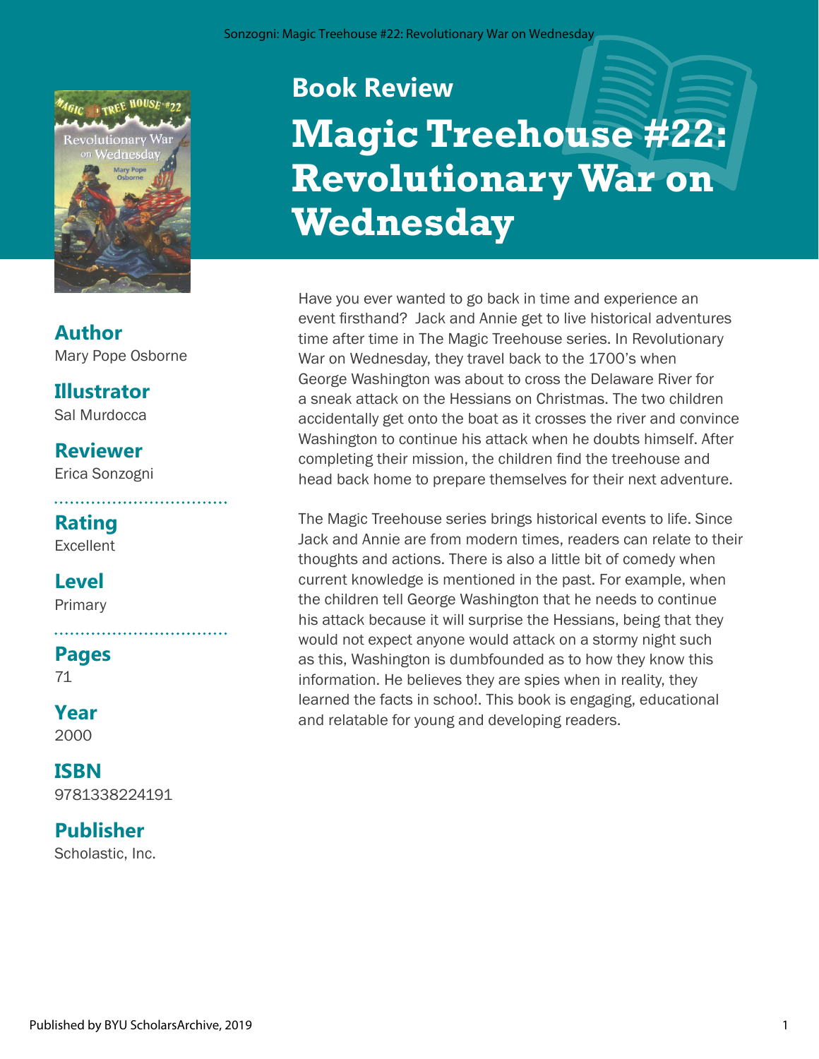# Book Review

# Magic Treehouse #22: Revolutionary War on Wednesday

**Author**
Mary Pope Osborne

**Illustrator**
Sal Murdocca

**Reviewer**
Erica Sonzogni

**Rating**
Excellent

**Level**
Primary

**Pages**
71

**Year**
2000

**ISBN**
9781338224191

**Publisher**
Scholastic, Inc.

Have you ever wanted to go back in time and experience an event firsthand? Jack and Annie get to live historical adventures time after time in The Magic Treehouse series. In Revolutionary War on Wednesday, they travel back to the 1700's when George Washington was about to cross the Delaware River for a sneak attack on the Hessians on Christmas. The two children accidentally get onto the boat as it crosses the river and convince Washington to continue his attack when he doubts himself. After completing their mission, the children find the treehouse and head back home to prepare themselves for their next adventure.

The Magic Treehouse series brings historical events to life. Since Jack and Annie are from modern times, readers can relate to their thoughts and actions. There is also a little bit of comedy when current knowledge is mentioned in the past. For example, when the children tell George Washington that he needs to continue his attack because it will surprise the Hessians, being that they would not expect anyone would attack on a stormy night such as this, Washington is dumbfounded as to how they know this information. He believes they are spies when in reality, they learned the facts in schoo!. This book is engaging, educational and relatable for young and developing readers.